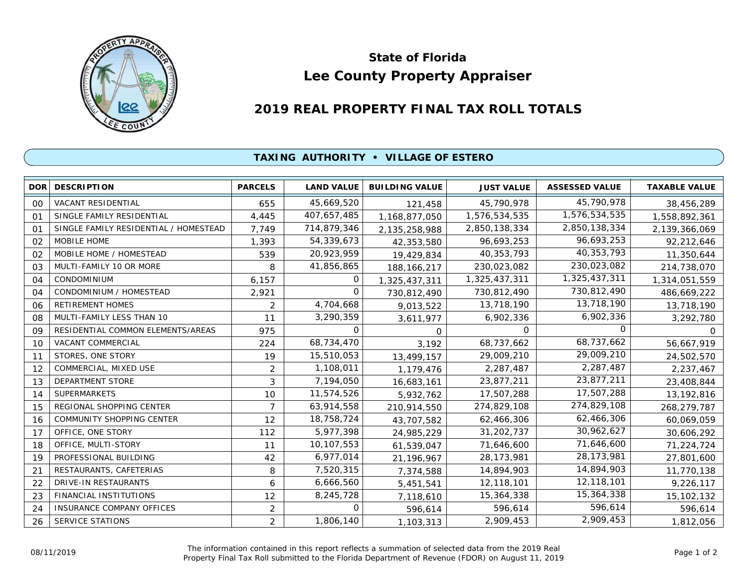## State of Florida

# Lee County Property Appraiser

## 2019 REAL PROPERTY FINAL TAX ROLL TOTALS

### TAXING AUTHORITY • VILLAGE OF ESTERO

| DOR | DESCRIPTION | PARCELS | LAND VALUE | BUILDING VALUE | JUST VALUE | ASSESSED VALUE | TAXABLE VALUE |
|---|---|---|---|---|---|---|---|
| 00 | VACANT RESIDENTIAL | 655 | 45,669,520 | 121,458 | 45,790,978 | 45,790,978 | 38,456,289 |
| 01 | SINGLE FAMILY RESIDENTIAL | 4,445 | 407,657,485 | 1,168,877,050 | 1,576,534,535 | 1,576,534,535 | 1,558,892,361 |
| 01 | SINGLE FAMILY RESIDENTIAL / HOMESTEAD | 7,749 | 714,879,346 | 2,135,258,988 | 2,850,138,334 | 2,850,138,334 | 2,139,366,069 |
| 02 | MOBILE HOME | 1,393 | 54,339,673 | 42,353,580 | 96,693,253 | 96,693,253 | 92,212,646 |
| 02 | MOBILE HOME / HOMESTEAD | 539 | 20,923,959 | 19,429,834 | 40,353,793 | 40,353,793 | 11,350,644 |
| 03 | MULTI-FAMILY 10 OR MORE | 8 | 41,856,865 | 188,166,217 | 230,023,082 | 230,023,082 | 214,738,070 |
| 04 | CONDOMINIUM | 6,157 | 0 | 1,325,437,311 | 1,325,437,311 | 1,325,437,311 | 1,314,051,559 |
| 04 | CONDOMINIUM / HOMESTEAD | 2,921 | 0 | 730,812,490 | 730,812,490 | 730,812,490 | 486,669,222 |
| 06 | RETIREMENT HOMES | 2 | 4,704,668 | 9,013,522 | 13,718,190 | 13,718,190 | 13,718,190 |
| 08 | MULTI-FAMILY LESS THAN 10 | 11 | 3,290,359 | 3,611,977 | 6,902,336 | 6,902,336 | 3,292,780 |
| 09 | RESIDENTIAL COMMON ELEMENTS/AREAS | 975 | 0 | 0 | 0 | 0 | 0 |
| 10 | VACANT COMMERCIAL | 224 | 68,734,470 | 3,192 | 68,737,662 | 68,737,662 | 56,667,919 |
| 11 | STORES, ONE STORY | 19 | 15,510,053 | 13,499,157 | 29,009,210 | 29,009,210 | 24,502,570 |
| 12 | COMMERCIAL, MIXED USE | 2 | 1,108,011 | 1,179,476 | 2,287,487 | 2,287,487 | 2,237,467 |
| 13 | DEPARTMENT STORE | 3 | 7,194,050 | 16,683,161 | 23,877,211 | 23,877,211 | 23,408,844 |
| 14 | SUPERMARKETS | 10 | 11,574,526 | 5,932,762 | 17,507,288 | 17,507,288 | 13,192,816 |
| 15 | REGIONAL SHOPPING CENTER | 7 | 63,914,558 | 210,914,550 | 274,829,108 | 274,829,108 | 268,279,787 |
| 16 | COMMUNITY SHOPPING CENTER | 12 | 18,758,724 | 43,707,582 | 62,466,306 | 62,466,306 | 60,069,059 |
| 17 | OFFICE, ONE STORY | 112 | 5,977,398 | 24,985,229 | 31,202,737 | 30,962,627 | 30,606,292 |
| 18 | OFFICE, MULTI-STORY | 11 | 10,107,553 | 61,539,047 | 71,646,600 | 71,646,600 | 71,224,724 |
| 19 | PROFESSIONAL BUILDING | 42 | 6,977,014 | 21,196,967 | 28,173,981 | 28,173,981 | 27,801,600 |
| 21 | RESTAURANTS, CAFETERIAS | 8 | 7,520,315 | 7,374,588 | 14,894,903 | 14,894,903 | 11,770,138 |
| 22 | DRIVE-IN RESTAURANTS | 6 | 6,666,560 | 5,451,541 | 12,118,101 | 12,118,101 | 9,226,117 |
| 23 | FINANCIAL INSTITUTIONS | 12 | 8,245,728 | 7,118,610 | 15,364,338 | 15,364,338 | 15,102,132 |
| 24 | INSURANCE COMPANY OFFICES | 2 | 0 | 596,614 | 596,614 | 596,614 | 596,614 |
| 26 | SERVICE STATIONS | 2 | 1,806,140 | 1,103,313 | 2,909,453 | 2,909,453 | 1,812,056 |

08/11/2019

The information contained in this report reflects a summation of selected data from the 2019 Real Property Final Tax Roll submitted to the Florida Department of Revenue (FDOR) on August 11, 2019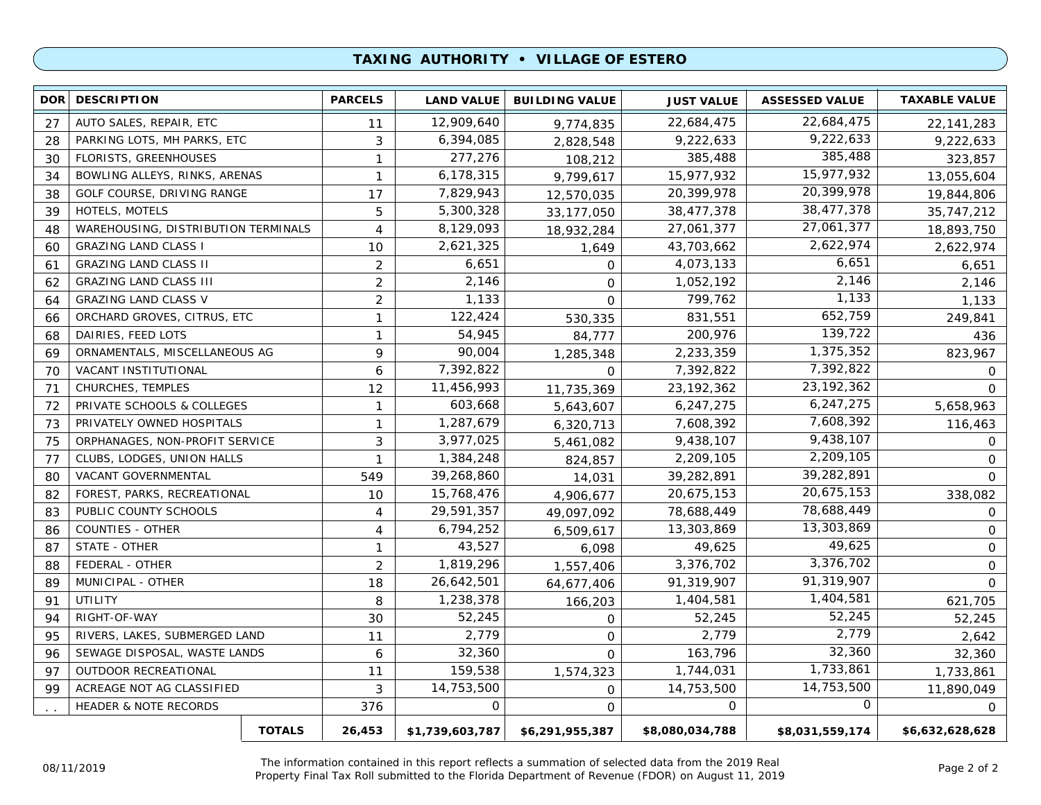## TAXING AUTHORITY • VILLAGE OF ESTERO

| DOR | DESCRIPTION | PARCELS | LAND VALUE | BUILDING VALUE | JUST VALUE | ASSESSED VALUE | TAXABLE VALUE |
|---|---|---|---|---|---|---|---|
| 27 | AUTO SALES, REPAIR, ETC | 11 | 12,909,640 | 9,774,835 | 22,684,475 | 22,684,475 | 22,141,283 |
| 28 | PARKING LOTS, MH PARKS, ETC | 3 | 6,394,085 | 2,828,548 | 9,222,633 | 9,222,633 | 9,222,633 |
| 30 | FLORISTS, GREENHOUSES | 1 | 277,276 | 108,212 | 385,488 | 385,488 | 323,857 |
| 34 | BOWLING ALLEYS, RINKS, ARENAS | 1 | 6,178,315 | 9,799,617 | 15,977,932 | 15,977,932 | 13,055,604 |
| 38 | GOLF COURSE, DRIVING RANGE | 17 | 7,829,943 | 12,570,035 | 20,399,978 | 20,399,978 | 19,844,806 |
| 39 | HOTELS, MOTELS | 5 | 5,300,328 | 33,177,050 | 38,477,378 | 38,477,378 | 35,747,212 |
| 48 | WAREHOUSING, DISTRIBUTION TERMINALS | 4 | 8,129,093 | 18,932,284 | 27,061,377 | 27,061,377 | 18,893,750 |
| 60 | GRAZING LAND CLASS I | 10 | 2,621,325 | 1,649 | 43,703,662 | 2,622,974 | 2,622,974 |
| 61 | GRAZING LAND CLASS II | 2 | 6,651 | 0 | 4,073,133 | 6,651 | 6,651 |
| 62 | GRAZING LAND CLASS III | 2 | 2,146 | 0 | 1,052,192 | 2,146 | 2,146 |
| 64 | GRAZING LAND CLASS V | 2 | 1,133 | 0 | 799,762 | 1,133 | 1,133 |
| 66 | ORCHARD GROVES, CITRUS, ETC | 1 | 122,424 | 530,335 | 831,551 | 652,759 | 249,841 |
| 68 | DAIRIES, FEED LOTS | 1 | 54,945 | 84,777 | 200,976 | 139,722 | 436 |
| 69 | ORNAMENTALS, MISCELLANEOUS AG | 9 | 90,004 | 1,285,348 | 2,233,359 | 1,375,352 | 823,967 |
| 70 | VACANT INSTITUTIONAL | 6 | 7,392,822 | 0 | 7,392,822 | 7,392,822 | 0 |
| 71 | CHURCHES, TEMPLES | 12 | 11,456,993 | 11,735,369 | 23,192,362 | 23,192,362 | 0 |
| 72 | PRIVATE SCHOOLS & COLLEGES | 1 | 603,668 | 5,643,607 | 6,247,275 | 6,247,275 | 5,658,963 |
| 73 | PRIVATELY OWNED HOSPITALS | 1 | 1,287,679 | 6,320,713 | 7,608,392 | 7,608,392 | 116,463 |
| 75 | ORPHANAGES, NON-PROFIT SERVICE | 3 | 3,977,025 | 5,461,082 | 9,438,107 | 9,438,107 | 0 |
| 77 | CLUBS, LODGES, UNION HALLS | 1 | 1,384,248 | 824,857 | 2,209,105 | 2,209,105 | 0 |
| 80 | VACANT GOVERNMENTAL | 549 | 39,268,860 | 14,031 | 39,282,891 | 39,282,891 | 0 |
| 82 | FOREST, PARKS, RECREATIONAL | 10 | 15,768,476 | 4,906,677 | 20,675,153 | 20,675,153 | 338,082 |
| 83 | PUBLIC COUNTY SCHOOLS | 4 | 29,591,357 | 49,097,092 | 78,688,449 | 78,688,449 | 0 |
| 86 | COUNTIES - OTHER | 4 | 6,794,252 | 6,509,617 | 13,303,869 | 13,303,869 | 0 |
| 87 | STATE - OTHER | 1 | 43,527 | 6,098 | 49,625 | 49,625 | 0 |
| 88 | FEDERAL - OTHER | 2 | 1,819,296 | 1,557,406 | 3,376,702 | 3,376,702 | 0 |
| 89 | MUNICIPAL - OTHER | 18 | 26,642,501 | 64,677,406 | 91,319,907 | 91,319,907 | 0 |
| 91 | UTILITY | 8 | 1,238,378 | 166,203 | 1,404,581 | 1,404,581 | 621,705 |
| 94 | RIGHT-OF-WAY | 30 | 52,245 | 0 | 52,245 | 52,245 | 52,245 |
| 95 | RIVERS, LAKES, SUBMERGED LAND | 11 | 2,779 | 0 | 2,779 | 2,779 | 2,642 |
| 96 | SEWAGE DISPOSAL, WASTE LANDS | 6 | 32,360 | 0 | 163,796 | 32,360 | 32,360 |
| 97 | OUTDOOR RECREATIONAL | 11 | 159,538 | 1,574,323 | 1,744,031 | 1,733,861 | 1,733,861 |
| 99 | ACREAGE NOT AG CLASSIFIED | 3 | 14,753,500 | 0 | 14,753,500 | 14,753,500 | 11,890,049 |
| .. | HEADER & NOTE RECORDS | 376 | 0 | 0 | 0 | 0 | 0 |
| | **TOTALS** | **26,453** | **$1,739,603,787** | **$6,291,955,387** | **$8,080,034,788** | **$8,031,559,174** | **$6,632,628,628** |

08/11/2019

The information contained in this report reflects a summation of selected data from the 2019 Real Property Final Tax Roll submitted to the Florida Department of Revenue (FDOR) on August 11, 2019